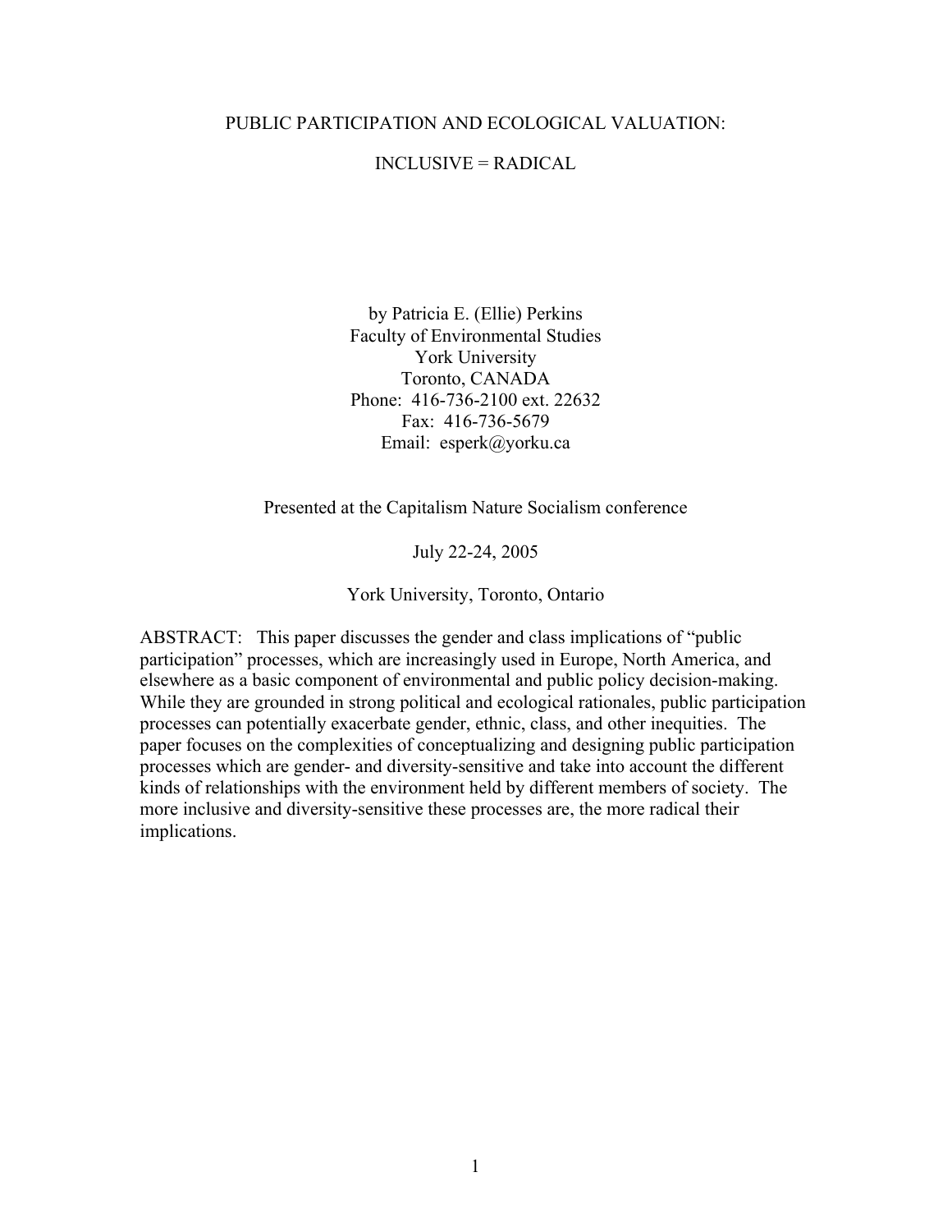# PUBLIC PARTICIPATION AND ECOLOGICAL VALUATION:

## INCLUSIVE = RADICAL

by Patricia E. (Ellie) Perkins
Faculty of Environmental Studies
York University
Toronto, CANADA
Phone: 416-736-2100 ext. 22632
Fax: 416-736-5679
Email: esperk@yorku.ca

Presented at the Capitalism Nature Socialism conference

July 22-24, 2005

York University, Toronto, Ontario

ABSTRACT: This paper discusses the gender and class implications of "public participation" processes, which are increasingly used in Europe, North America, and elsewhere as a basic component of environmental and public policy decision-making. While they are grounded in strong political and ecological rationales, public participation processes can potentially exacerbate gender, ethnic, class, and other inequities. The paper focuses on the complexities of conceptualizing and designing public participation processes which are gender- and diversity-sensitive and take into account the different kinds of relationships with the environment held by different members of society. The more inclusive and diversity-sensitive these processes are, the more radical their implications.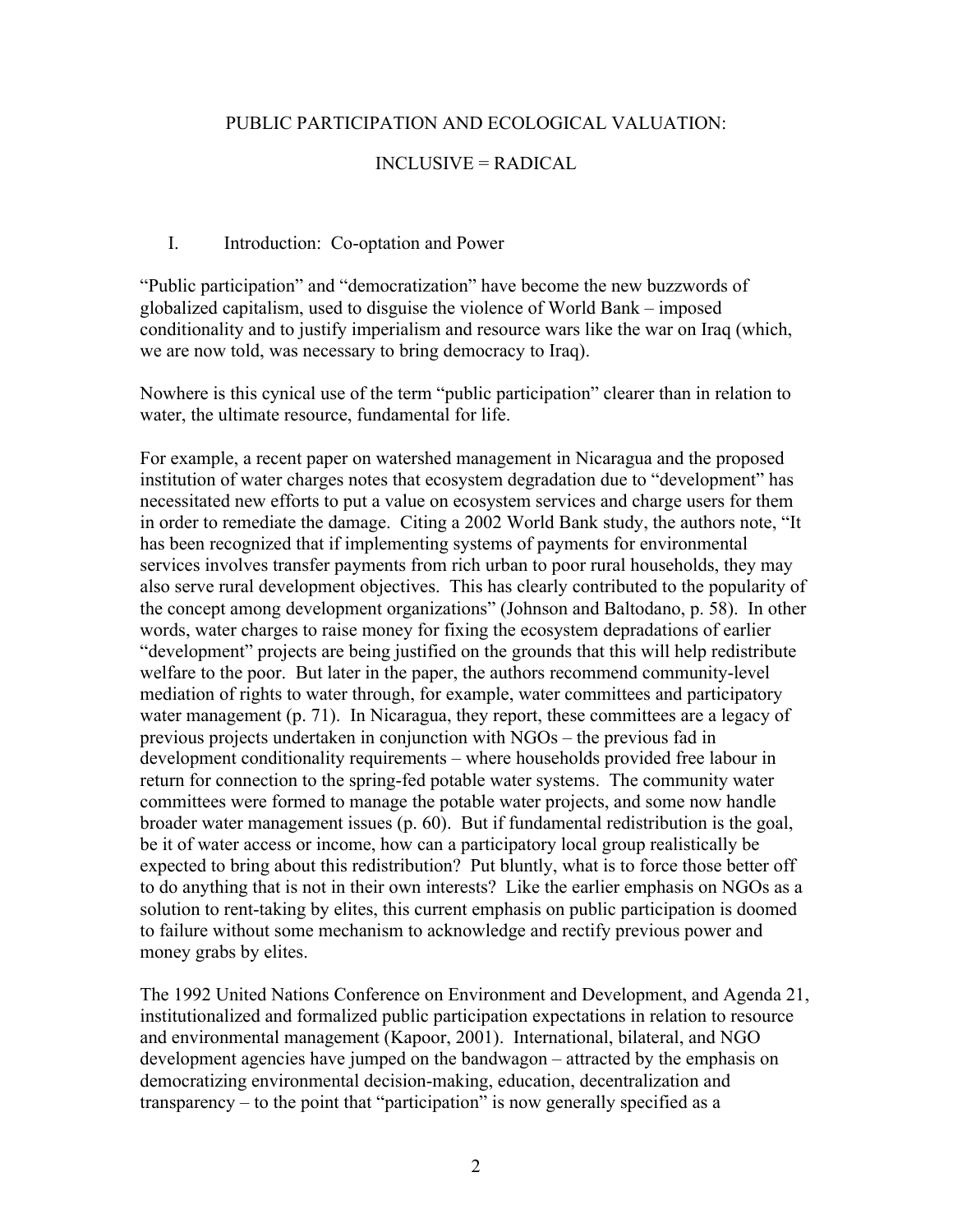# PUBLIC PARTICIPATION AND ECOLOGICAL VALUATION:

# INCLUSIVE = RADICAL

## I. Introduction: Co-optation and Power

"Public participation" and "democratization" have become the new buzzwords of globalized capitalism, used to disguise the violence of World Bank – imposed conditionality and to justify imperialism and resource wars like the war on Iraq (which, we are now told, was necessary to bring democracy to Iraq).

Nowhere is this cynical use of the term "public participation" clearer than in relation to water, the ultimate resource, fundamental for life.

For example, a recent paper on watershed management in Nicaragua and the proposed institution of water charges notes that ecosystem degradation due to "development" has necessitated new efforts to put a value on ecosystem services and charge users for them in order to remediate the damage. Citing a 2002 World Bank study, the authors note, "It has been recognized that if implementing systems of payments for environmental services involves transfer payments from rich urban to poor rural households, they may also serve rural development objectives. This has clearly contributed to the popularity of the concept among development organizations" (Johnson and Baltodano, p. 58). In other words, water charges to raise money for fixing the ecosystem depradations of earlier "development" projects are being justified on the grounds that this will help redistribute welfare to the poor. But later in the paper, the authors recommend community-level mediation of rights to water through, for example, water committees and participatory water management (p. 71). In Nicaragua, they report, these committees are a legacy of previous projects undertaken in conjunction with NGOs – the previous fad in development conditionality requirements – where households provided free labour in return for connection to the spring-fed potable water systems. The community water committees were formed to manage the potable water projects, and some now handle broader water management issues (p. 60). But if fundamental redistribution is the goal, be it of water access or income, how can a participatory local group realistically be expected to bring about this redistribution? Put bluntly, what is to force those better off to do anything that is not in their own interests? Like the earlier emphasis on NGOs as a solution to rent-taking by elites, this current emphasis on public participation is doomed to failure without some mechanism to acknowledge and rectify previous power and money grabs by elites.

The 1992 United Nations Conference on Environment and Development, and Agenda 21, institutionalized and formalized public participation expectations in relation to resource and environmental management (Kapoor, 2001). International, bilateral, and NGO development agencies have jumped on the bandwagon – attracted by the emphasis on democratizing environmental decision-making, education, decentralization and transparency – to the point that "participation" is now generally specified as a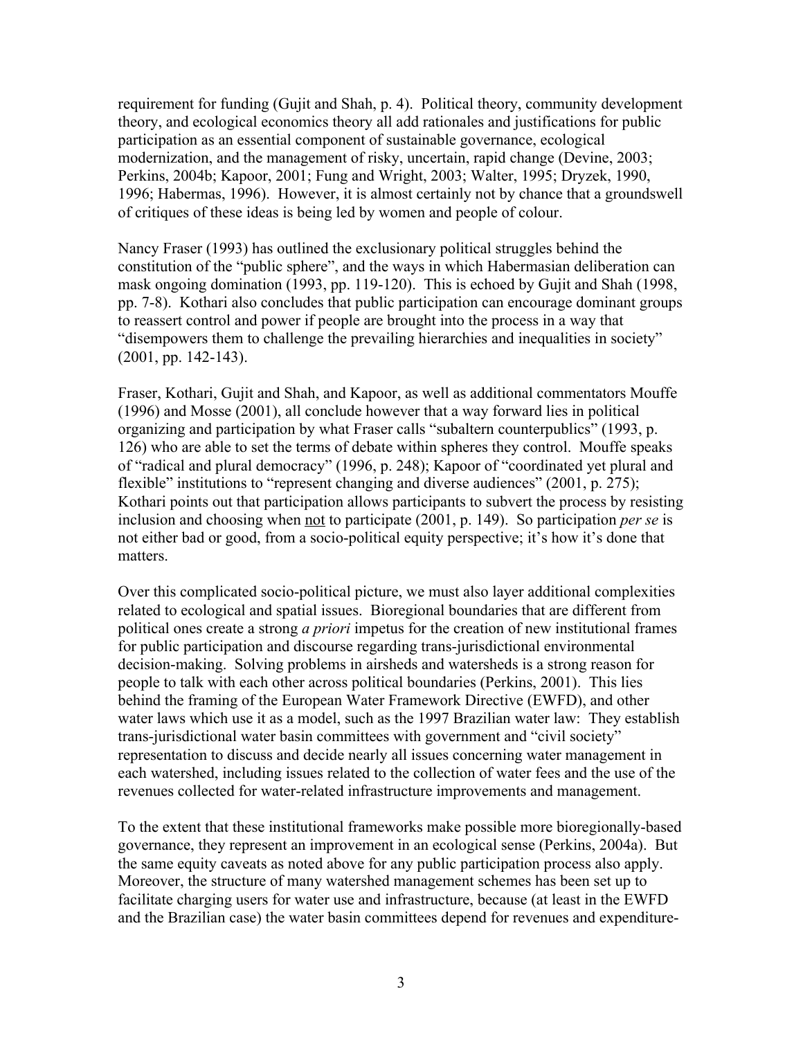requirement for funding (Gujit and Shah, p. 4). Political theory, community development theory, and ecological economics theory all add rationales and justifications for public participation as an essential component of sustainable governance, ecological modernization, and the management of risky, uncertain, rapid change (Devine, 2003; Perkins, 2004b; Kapoor, 2001; Fung and Wright, 2003; Walter, 1995; Dryzek, 1990, 1996; Habermas, 1996). However, it is almost certainly not by chance that a groundswell of critiques of these ideas is being led by women and people of colour.

Nancy Fraser (1993) has outlined the exclusionary political struggles behind the constitution of the "public sphere", and the ways in which Habermasian deliberation can mask ongoing domination (1993, pp. 119-120). This is echoed by Gujit and Shah (1998, pp. 7-8). Kothari also concludes that public participation can encourage dominant groups to reassert control and power if people are brought into the process in a way that "disempowers them to challenge the prevailing hierarchies and inequalities in society" (2001, pp. 142-143).

Fraser, Kothari, Gujit and Shah, and Kapoor, as well as additional commentators Mouffe (1996) and Mosse (2001), all conclude however that a way forward lies in political organizing and participation by what Fraser calls "subaltern counterpublics" (1993, p. 126) who are able to set the terms of debate within spheres they control. Mouffe speaks of "radical and plural democracy" (1996, p. 248); Kapoor of "coordinated yet plural and flexible" institutions to "represent changing and diverse audiences" (2001, p. 275); Kothari points out that participation allows participants to subvert the process by resisting inclusion and choosing when <u>not</u> to participate (2001, p. 149). So participation *per se* is not either bad or good, from a socio-political equity perspective; it's how it's done that matters.

Over this complicated socio-political picture, we must also layer additional complexities related to ecological and spatial issues. Bioregional boundaries that are different from political ones create a strong *a priori* impetus for the creation of new institutional frames for public participation and discourse regarding trans-jurisdictional environmental decision-making. Solving problems in airsheds and watersheds is a strong reason for people to talk with each other across political boundaries (Perkins, 2001). This lies behind the framing of the European Water Framework Directive (EWFD), and other water laws which use it as a model, such as the 1997 Brazilian water law: They establish trans-jurisdictional water basin committees with government and "civil society" representation to discuss and decide nearly all issues concerning water management in each watershed, including issues related to the collection of water fees and the use of the revenues collected for water-related infrastructure improvements and management.

To the extent that these institutional frameworks make possible more bioregionally-based governance, they represent an improvement in an ecological sense (Perkins, 2004a). But the same equity caveats as noted above for any public participation process also apply. Moreover, the structure of many watershed management schemes has been set up to facilitate charging users for water use and infrastructure, because (at least in the EWFD and the Brazilian case) the water basin committees depend for revenues and expenditure-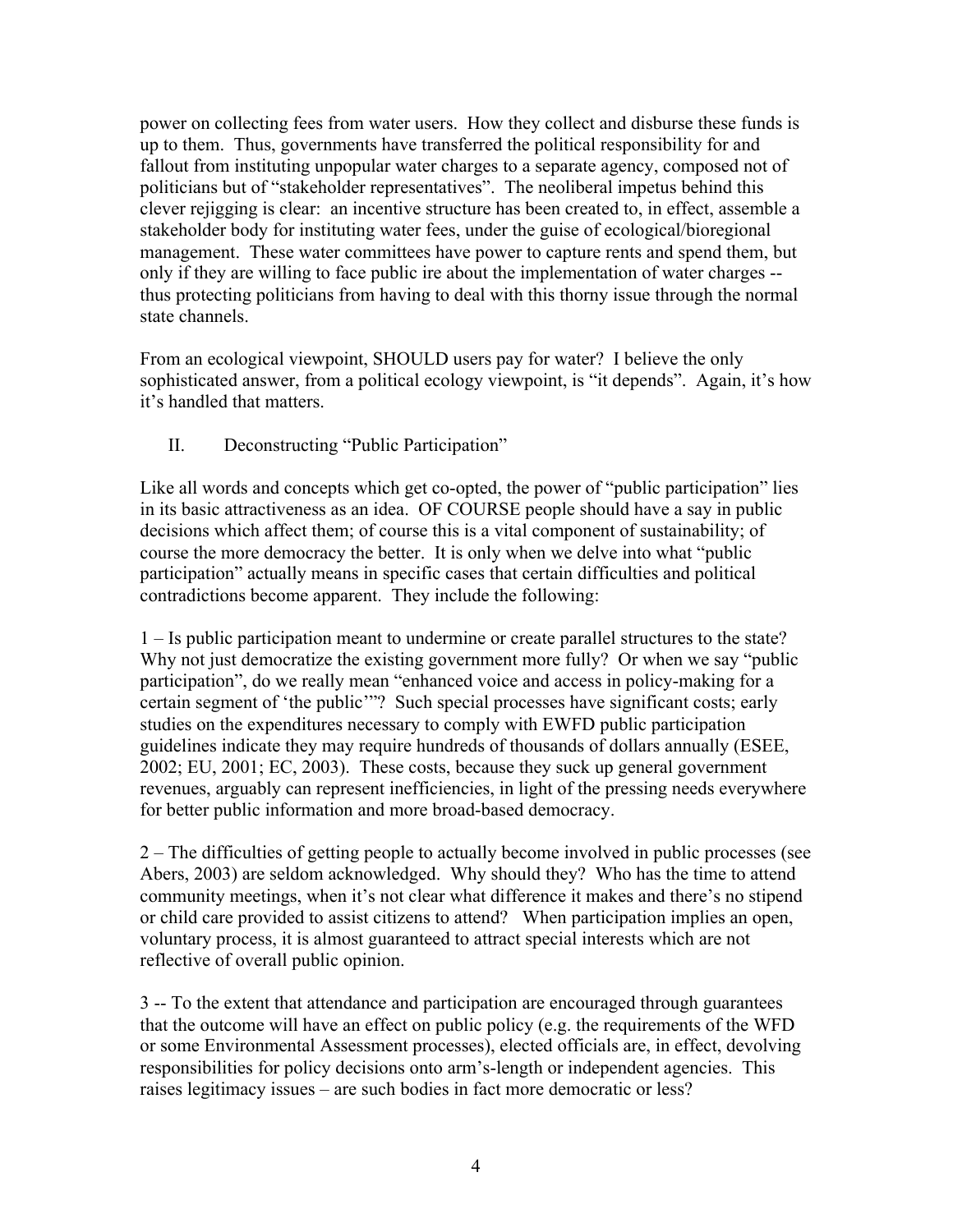power on collecting fees from water users. How they collect and disburse these funds is up to them. Thus, governments have transferred the political responsibility for and fallout from instituting unpopular water charges to a separate agency, composed not of politicians but of "stakeholder representatives". The neoliberal impetus behind this clever rejigging is clear: an incentive structure has been created to, in effect, assemble a stakeholder body for instituting water fees, under the guise of ecological/bioregional management. These water committees have power to capture rents and spend them, but only if they are willing to face public ire about the implementation of water charges -- thus protecting politicians from having to deal with this thorny issue through the normal state channels.

From an ecological viewpoint, SHOULD users pay for water? I believe the only sophisticated answer, from a political ecology viewpoint, is "it depends". Again, it's how it's handled that matters.

## II. Deconstructing "Public Participation"

Like all words and concepts which get co-opted, the power of "public participation" lies in its basic attractiveness as an idea. OF COURSE people should have a say in public decisions which affect them; of course this is a vital component of sustainability; of course the more democracy the better. It is only when we delve into what "public participation" actually means in specific cases that certain difficulties and political contradictions become apparent. They include the following:

1 – Is public participation meant to undermine or create parallel structures to the state? Why not just democratize the existing government more fully? Or when we say "public participation", do we really mean "enhanced voice and access in policy-making for a certain segment of 'the public'"? Such special processes have significant costs; early studies on the expenditures necessary to comply with EWFD public participation guidelines indicate they may require hundreds of thousands of dollars annually (ESEE, 2002; EU, 2001; EC, 2003). These costs, because they suck up general government revenues, arguably can represent inefficiencies, in light of the pressing needs everywhere for better public information and more broad-based democracy.

2 – The difficulties of getting people to actually become involved in public processes (see Abers, 2003) are seldom acknowledged. Why should they? Who has the time to attend community meetings, when it's not clear what difference it makes and there's no stipend or child care provided to assist citizens to attend? When participation implies an open, voluntary process, it is almost guaranteed to attract special interests which are not reflective of overall public opinion.

3 -- To the extent that attendance and participation are encouraged through guarantees that the outcome will have an effect on public policy (e.g. the requirements of the WFD or some Environmental Assessment processes), elected officials are, in effect, devolving responsibilities for policy decisions onto arm's-length or independent agencies. This raises legitimacy issues – are such bodies in fact more democratic or less?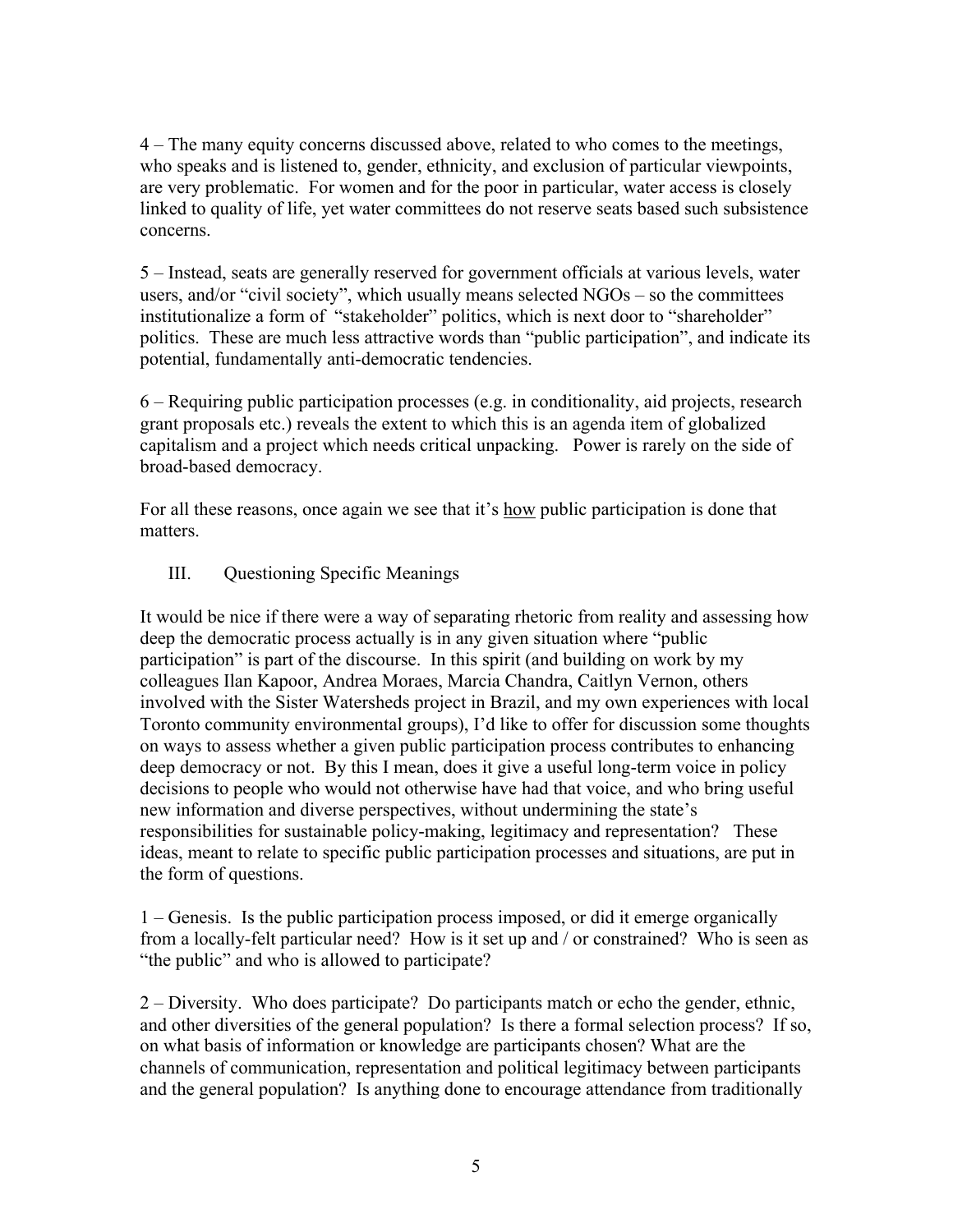4 – The many equity concerns discussed above, related to who comes to the meetings, who speaks and is listened to, gender, ethnicity, and exclusion of particular viewpoints, are very problematic. For women and for the poor in particular, water access is closely linked to quality of life, yet water committees do not reserve seats based such subsistence concerns.

5 – Instead, seats are generally reserved for government officials at various levels, water users, and/or "civil society", which usually means selected NGOs – so the committees institutionalize a form of "stakeholder" politics, which is next door to "shareholder" politics. These are much less attractive words than "public participation", and indicate its potential, fundamentally anti-democratic tendencies.

6 – Requiring public participation processes (e.g. in conditionality, aid projects, research grant proposals etc.) reveals the extent to which this is an agenda item of globalized capitalism and a project which needs critical unpacking. Power is rarely on the side of broad-based democracy.

For all these reasons, once again we see that it's <u>how</u> public participation is done that matters.

## III. Questioning Specific Meanings

It would be nice if there were a way of separating rhetoric from reality and assessing how deep the democratic process actually is in any given situation where "public participation" is part of the discourse. In this spirit (and building on work by my colleagues Ilan Kapoor, Andrea Moraes, Marcia Chandra, Caitlyn Vernon, others involved with the Sister Watersheds project in Brazil, and my own experiences with local Toronto community environmental groups), I'd like to offer for discussion some thoughts on ways to assess whether a given public participation process contributes to enhancing deep democracy or not. By this I mean, does it give a useful long-term voice in policy decisions to people who would not otherwise have had that voice, and who bring useful new information and diverse perspectives, without undermining the state's responsibilities for sustainable policy-making, legitimacy and representation? These ideas, meant to relate to specific public participation processes and situations, are put in the form of questions.

1 – Genesis. Is the public participation process imposed, or did it emerge organically from a locally-felt particular need? How is it set up and / or constrained? Who is seen as "the public" and who is allowed to participate?

2 – Diversity. Who does participate? Do participants match or echo the gender, ethnic, and other diversities of the general population? Is there a formal selection process? If so, on what basis of information or knowledge are participants chosen? What are the channels of communication, representation and political legitimacy between participants and the general population? Is anything done to encourage attendance from traditionally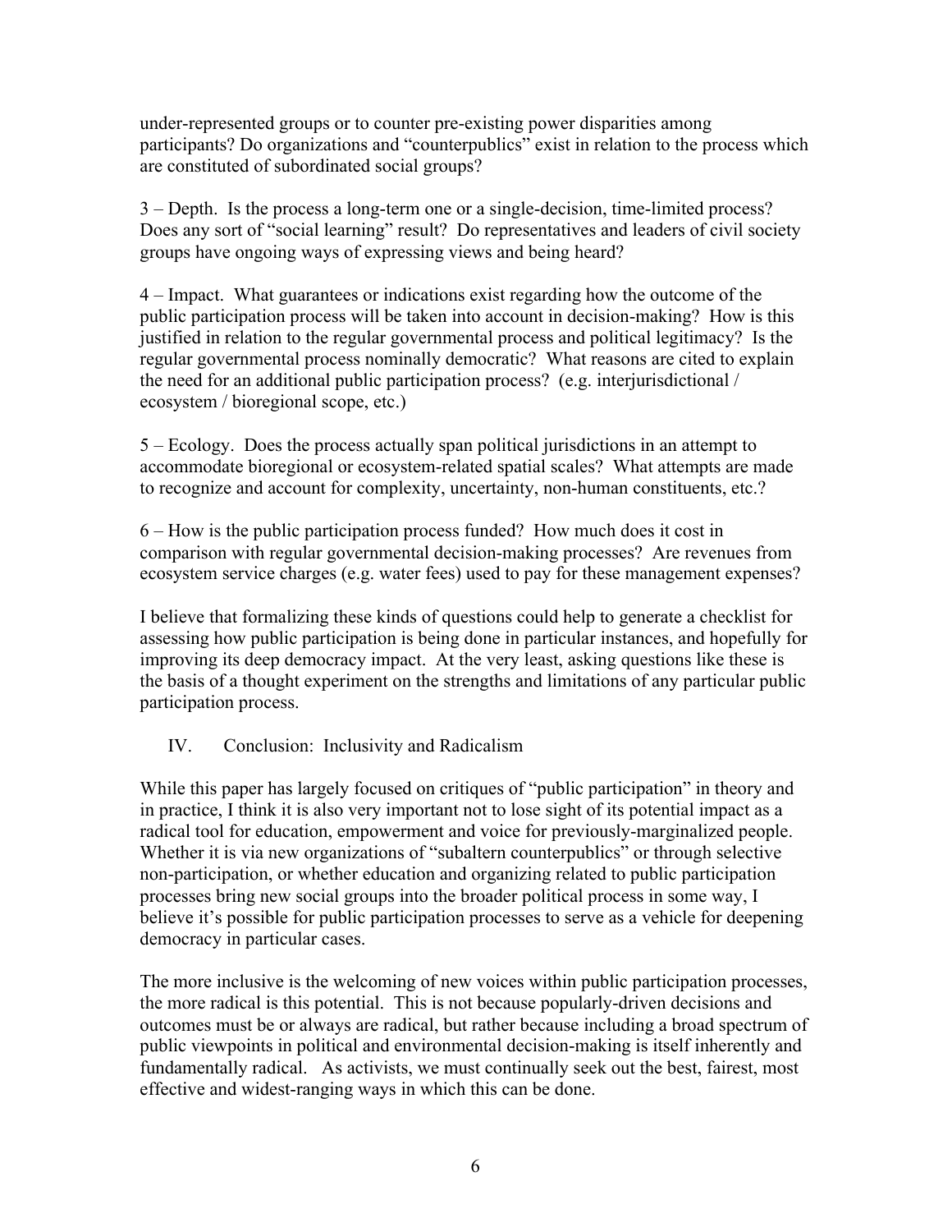under-represented groups or to counter pre-existing power disparities among participants? Do organizations and "counterpublics" exist in relation to the process which are constituted of subordinated social groups?

3 – Depth. Is the process a long-term one or a single-decision, time-limited process? Does any sort of "social learning" result? Do representatives and leaders of civil society groups have ongoing ways of expressing views and being heard?

4 – Impact. What guarantees or indications exist regarding how the outcome of the public participation process will be taken into account in decision-making? How is this justified in relation to the regular governmental process and political legitimacy? Is the regular governmental process nominally democratic? What reasons are cited to explain the need for an additional public participation process? (e.g. interjurisdictional / ecosystem / bioregional scope, etc.)

5 – Ecology. Does the process actually span political jurisdictions in an attempt to accommodate bioregional or ecosystem-related spatial scales? What attempts are made to recognize and account for complexity, uncertainty, non-human constituents, etc.?

6 – How is the public participation process funded? How much does it cost in comparison with regular governmental decision-making processes? Are revenues from ecosystem service charges (e.g. water fees) used to pay for these management expenses?

I believe that formalizing these kinds of questions could help to generate a checklist for assessing how public participation is being done in particular instances, and hopefully for improving its deep democracy impact. At the very least, asking questions like these is the basis of a thought experiment on the strengths and limitations of any particular public participation process.

## IV. Conclusion: Inclusivity and Radicalism

While this paper has largely focused on critiques of "public participation" in theory and in practice, I think it is also very important not to lose sight of its potential impact as a radical tool for education, empowerment and voice for previously-marginalized people. Whether it is via new organizations of "subaltern counterpublics" or through selective non-participation, or whether education and organizing related to public participation processes bring new social groups into the broader political process in some way, I believe it's possible for public participation processes to serve as a vehicle for deepening democracy in particular cases.

The more inclusive is the welcoming of new voices within public participation processes, the more radical is this potential. This is not because popularly-driven decisions and outcomes must be or always are radical, but rather because including a broad spectrum of public viewpoints in political and environmental decision-making is itself inherently and fundamentally radical. As activists, we must continually seek out the best, fairest, most effective and widest-ranging ways in which this can be done.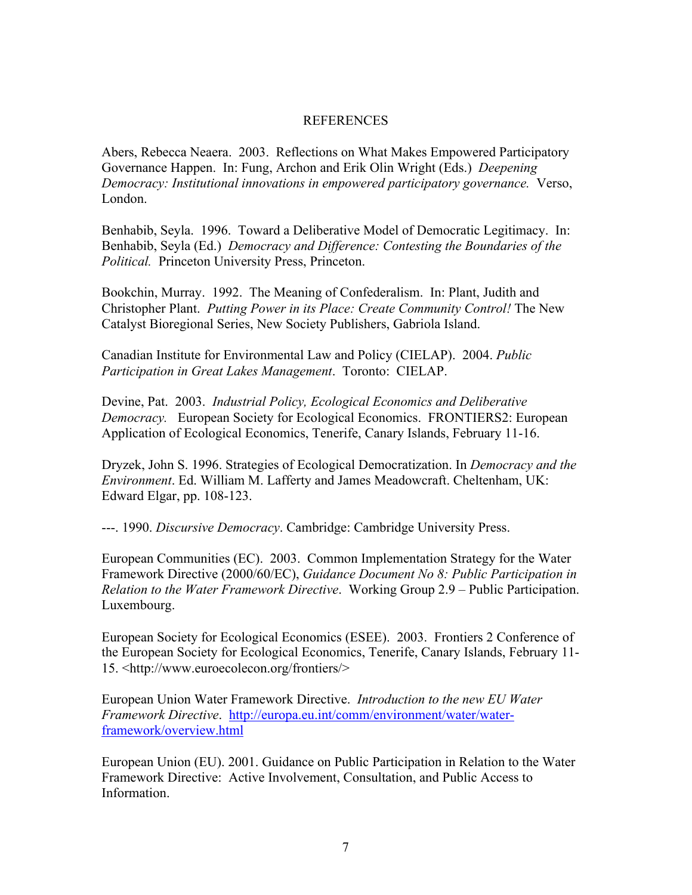# REFERENCES

Abers, Rebecca Neaera. 2003. Reflections on What Makes Empowered Participatory Governance Happen. In: Fung, Archon and Erik Olin Wright (Eds.) *Deepening Democracy: Institutional innovations in empowered participatory governance.* Verso, London.

Benhabib, Seyla. 1996. Toward a Deliberative Model of Democratic Legitimacy. In: Benhabib, Seyla (Ed.) *Democracy and Difference: Contesting the Boundaries of the Political.* Princeton University Press, Princeton.

Bookchin, Murray. 1992. The Meaning of Confederalism. In: Plant, Judith and Christopher Plant. *Putting Power in its Place: Create Community Control!* The New Catalyst Bioregional Series, New Society Publishers, Gabriola Island.

Canadian Institute for Environmental Law and Policy (CIELAP). 2004. *Public Participation in Great Lakes Management*. Toronto: CIELAP.

Devine, Pat. 2003. *Industrial Policy, Ecological Economics and Deliberative Democracy.* European Society for Ecological Economics. FRONTIERS2: European Application of Ecological Economics, Tenerife, Canary Islands, February 11-16.

Dryzek, John S. 1996. Strategies of Ecological Democratization. In *Democracy and the Environment*. Ed. William M. Lafferty and James Meadowcraft. Cheltenham, UK: Edward Elgar, pp. 108-123.

---. 1990. *Discursive Democracy*. Cambridge: Cambridge University Press.

European Communities (EC). 2003. Common Implementation Strategy for the Water Framework Directive (2000/60/EC), *Guidance Document No 8: Public Participation in Relation to the Water Framework Directive*. Working Group 2.9 – Public Participation. Luxembourg.

European Society for Ecological Economics (ESEE). 2003. Frontiers 2 Conference of the European Society for Ecological Economics, Tenerife, Canary Islands, February 11-15. <http://www.euroecolecon.org/frontiers/>

European Union Water Framework Directive. *Introduction to the new EU Water Framework Directive*. http://europa.eu.int/comm/environment/water/water-framework/overview.html

European Union (EU). 2001. Guidance on Public Participation in Relation to the Water Framework Directive: Active Involvement, Consultation, and Public Access to Information.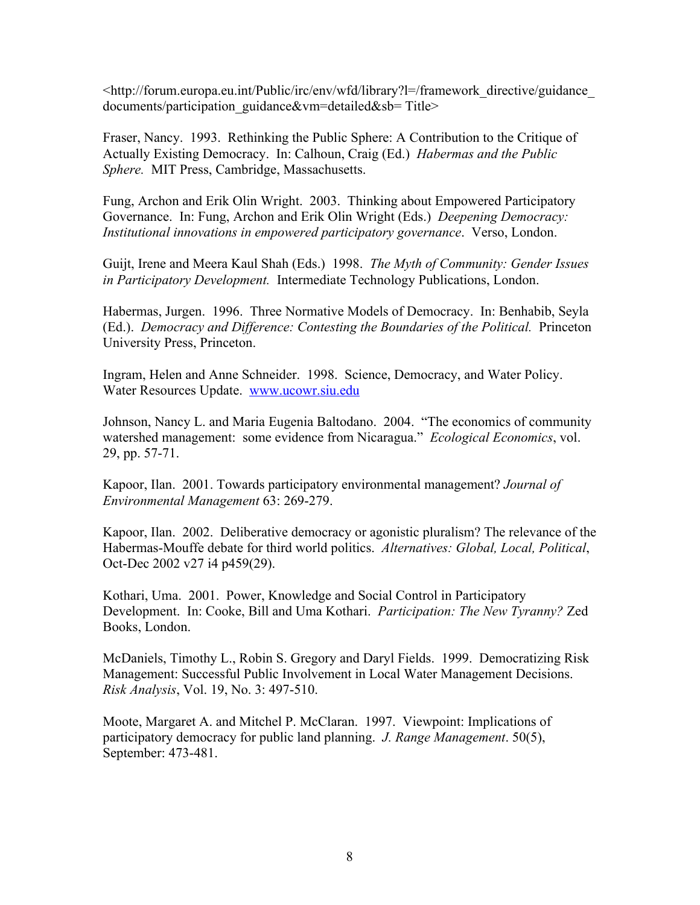<http://forum.europa.eu.int/Public/irc/env/wfd/library?l=/framework_directive/guidance_documents/participation_guidance&vm=detailed&sb= Title>

Fraser, Nancy. 1993. Rethinking the Public Sphere: A Contribution to the Critique of Actually Existing Democracy. In: Calhoun, Craig (Ed.) *Habermas and the Public Sphere.* MIT Press, Cambridge, Massachusetts.

Fung, Archon and Erik Olin Wright. 2003. Thinking about Empowered Participatory Governance. In: Fung, Archon and Erik Olin Wright (Eds.) *Deepening Democracy: Institutional innovations in empowered participatory governance*. Verso, London.

Guijt, Irene and Meera Kaul Shah (Eds.) 1998. *The Myth of Community: Gender Issues in Participatory Development.* Intermediate Technology Publications, London.

Habermas, Jurgen. 1996. Three Normative Models of Democracy. In: Benhabib, Seyla (Ed.). *Democracy and Difference: Contesting the Boundaries of the Political.* Princeton University Press, Princeton.

Ingram, Helen and Anne Schneider. 1998. Science, Democracy, and Water Policy. Water Resources Update. www.ucowr.siu.edu

Johnson, Nancy L. and Maria Eugenia Baltodano. 2004. "The economics of community watershed management: some evidence from Nicaragua." *Ecological Economics*, vol. 29, pp. 57-71.

Kapoor, Ilan. 2001. Towards participatory environmental management? *Journal of Environmental Management* 63: 269-279.

Kapoor, Ilan. 2002. Deliberative democracy or agonistic pluralism? The relevance of the Habermas-Mouffe debate for third world politics. *Alternatives: Global, Local, Political*, Oct-Dec 2002 v27 i4 p459(29).

Kothari, Uma. 2001. Power, Knowledge and Social Control in Participatory Development. In: Cooke, Bill and Uma Kothari. *Participation: The New Tyranny?* Zed Books, London.

McDaniels, Timothy L., Robin S. Gregory and Daryl Fields. 1999. Democratizing Risk Management: Successful Public Involvement in Local Water Management Decisions. *Risk Analysis*, Vol. 19, No. 3: 497-510.

Moote, Margaret A. and Mitchel P. McClaran. 1997. Viewpoint: Implications of participatory democracy for public land planning. *J. Range Management*. 50(5), September: 473-481.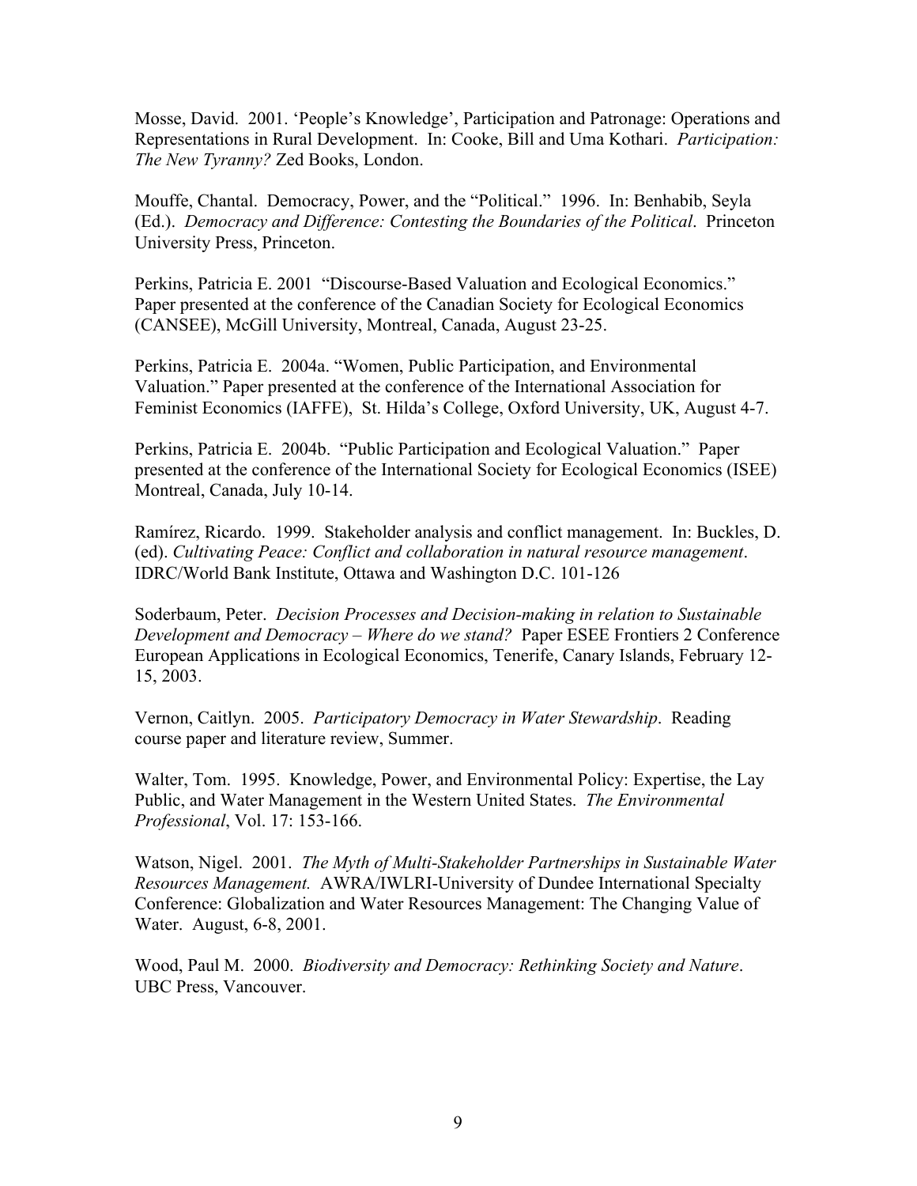Mosse, David. 2001. 'People's Knowledge', Participation and Patronage: Operations and Representations in Rural Development. In: Cooke, Bill and Uma Kothari. *Participation: The New Tyranny?* Zed Books, London.

Mouffe, Chantal. Democracy, Power, and the "Political." 1996. In: Benhabib, Seyla (Ed.). *Democracy and Difference: Contesting the Boundaries of the Political*. Princeton University Press, Princeton.

Perkins, Patricia E. 2001 "Discourse-Based Valuation and Ecological Economics." Paper presented at the conference of the Canadian Society for Ecological Economics (CANSEE), McGill University, Montreal, Canada, August 23-25.

Perkins, Patricia E. 2004a. "Women, Public Participation, and Environmental Valuation." Paper presented at the conference of the International Association for Feminist Economics (IAFFE), St. Hilda's College, Oxford University, UK, August 4-7.

Perkins, Patricia E. 2004b. "Public Participation and Ecological Valuation." Paper presented at the conference of the International Society for Ecological Economics (ISEE) Montreal, Canada, July 10-14.

Ramírez, Ricardo. 1999. Stakeholder analysis and conflict management. In: Buckles, D. (ed). *Cultivating Peace: Conflict and collaboration in natural resource management*. IDRC/World Bank Institute, Ottawa and Washington D.C. 101-126

Soderbaum, Peter. *Decision Processes and Decision-making in relation to Sustainable Development and Democracy – Where do we stand?* Paper ESEE Frontiers 2 Conference European Applications in Ecological Economics, Tenerife, Canary Islands, February 12-15, 2003.

Vernon, Caitlyn. 2005. *Participatory Democracy in Water Stewardship*. Reading course paper and literature review, Summer.

Walter, Tom. 1995. Knowledge, Power, and Environmental Policy: Expertise, the Lay Public, and Water Management in the Western United States. *The Environmental Professional*, Vol. 17: 153-166.

Watson, Nigel. 2001. *The Myth of Multi-Stakeholder Partnerships in Sustainable Water Resources Management.* AWRA/IWLRI-University of Dundee International Specialty Conference: Globalization and Water Resources Management: The Changing Value of Water. August, 6-8, 2001.

Wood, Paul M. 2000. *Biodiversity and Democracy: Rethinking Society and Nature*. UBC Press, Vancouver.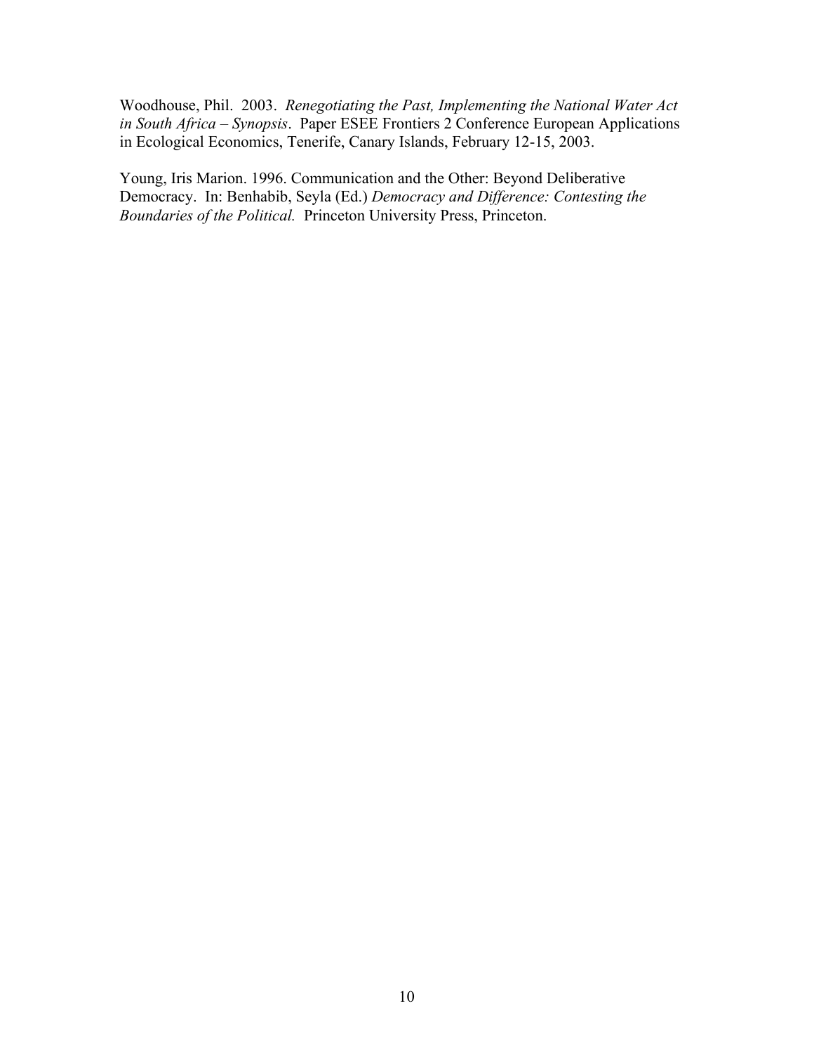Woodhouse, Phil. 2003. *Renegotiating the Past, Implementing the National Water Act in South Africa – Synopsis*. Paper ESEE Frontiers 2 Conference European Applications in Ecological Economics, Tenerife, Canary Islands, February 12-15, 2003.

Young, Iris Marion. 1996. Communication and the Other: Beyond Deliberative Democracy. In: Benhabib, Seyla (Ed.) *Democracy and Difference: Contesting the Boundaries of the Political.* Princeton University Press, Princeton.